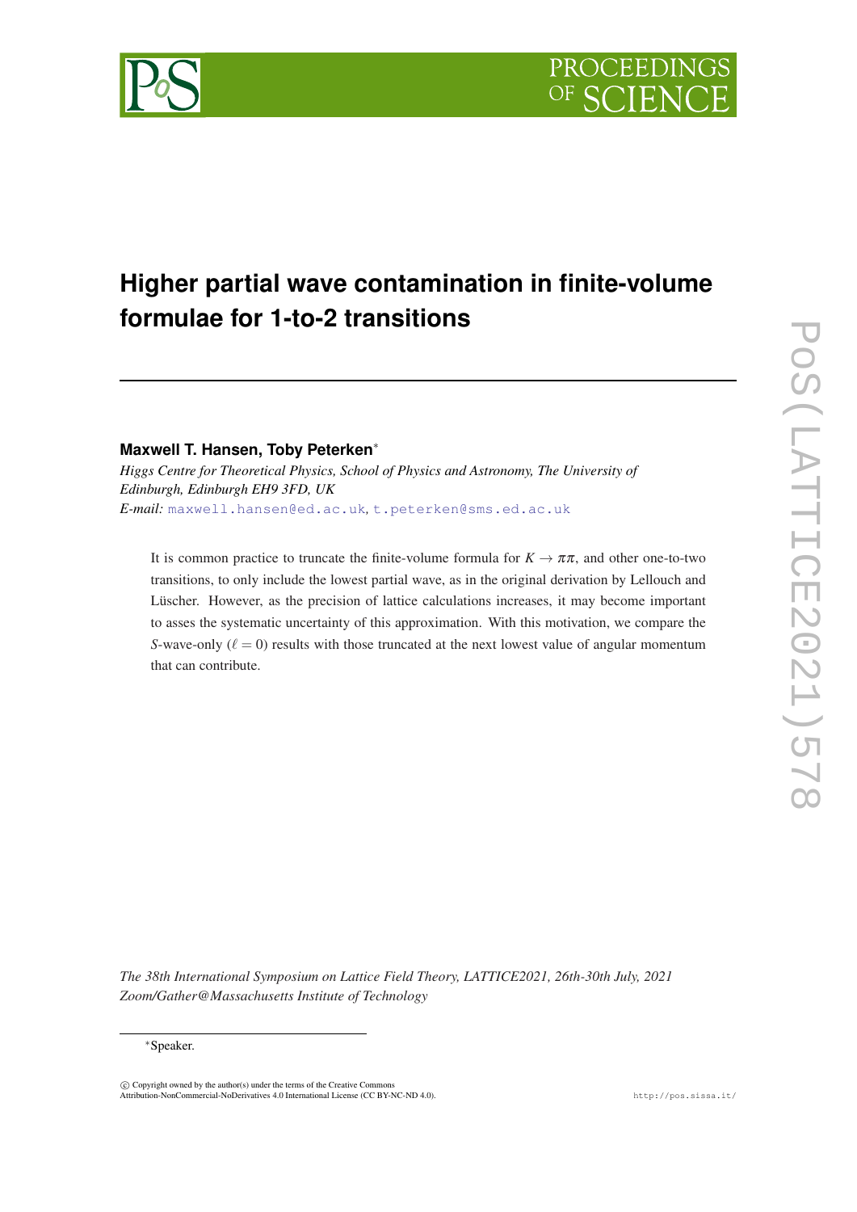# Higher partial wave contamination in finite-volume formulae for 1-to-2 transitions

**Maxwell T. Hansen, Toby Peterken**[*]

*Higgs Centre for Theoretical Physics, School of Physics and Astronomy, The University of Edinburgh, Edinburgh EH9 3FD, UK*

*E-mail:* maxwell.hansen@ed.ac.uk, t.peterken@sms.ed.ac.uk

It is common practice to truncate the finite-volume formula for $K \to \pi\pi$, and other one-to-two transitions, to only include the lowest partial wave, as in the original derivation by Lellouch and Lüscher. However, as the precision of lattice calculations increases, it may become important to asses the systematic uncertainty of this approximation. With this motivation, we compare the $S$-wave-only ($\ell = 0$) results with those truncated at the next lowest value of angular momentum that can contribute.

*The 38th International Symposium on Lattice Field Theory, LATTICE2021, 26th-30th July, 2021 Zoom/Gather@Massachusetts Institute of Technology*

[*]Speaker.

© Copyright owned by the author(s) under the terms of the Creative Commons Attribution-NonCommercial-NoDerivatives 4.0 International License (CC BY-NC-ND 4.0).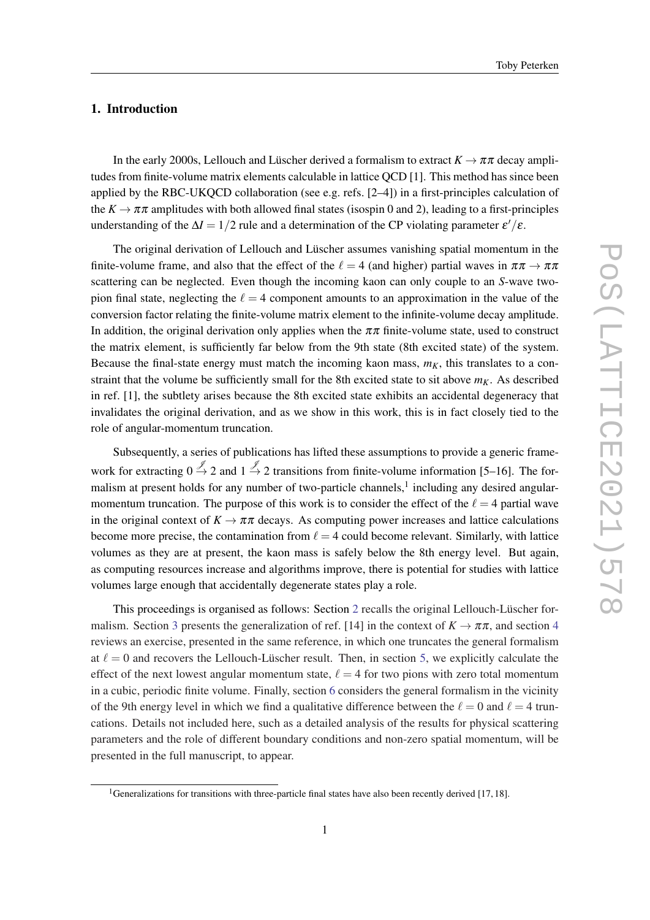## 1. Introduction

In the early 2000s, Lellouch and Lüscher derived a formalism to extract $K \to \pi\pi$ decay amplitudes from finite-volume matrix elements calculable in lattice QCD [1]. This method has since been applied by the RBC-UKQCD collaboration (see e.g. refs. [2–4]) in a first-principles calculation of the $K \to \pi\pi$ amplitudes with both allowed final states (isospin 0 and 2), leading to a first-principles understanding of the $\Delta I = 1/2$ rule and a determination of the CP violating parameter $\varepsilon'/\varepsilon$.

The original derivation of Lellouch and Lüscher assumes vanishing spatial momentum in the finite-volume frame, and also that the effect of the $\ell = 4$ (and higher) partial waves in $\pi\pi \to \pi\pi$ scattering can be neglected. Even though the incoming kaon can only couple to an *S*-wave two-pion final state, neglecting the $\ell = 4$ component amounts to an approximation in the value of the conversion factor relating the finite-volume matrix element to the infinite-volume decay amplitude. In addition, the original derivation only applies when the $\pi\pi$ finite-volume state, used to construct the matrix element, is sufficiently far below from the 9th state (8th excited state) of the system. Because the final-state energy must match the incoming kaon mass, $m_K$, this translates to a constraint that the volume be sufficiently small for the 8th excited state to sit above $m_K$. As described in ref. [1], the subtlety arises because the 8th excited state exhibits an accidental degeneracy that invalidates the original derivation, and as we show in this work, this is in fact closely tied to the role of angular-momentum truncation.

Subsequently, a series of publications has lifted these assumptions to provide a generic framework for extracting $0 \xrightarrow{\mathcal{J}} 2$ and $1 \xrightarrow{\mathcal{J}} 2$ transitions from finite-volume information [5–16]. The formalism at present holds for any number of two-particle channels,[1] including any desired angular-momentum truncation. The purpose of this work is to consider the effect of the $\ell = 4$ partial wave in the original context of $K \to \pi\pi$ decays. As computing power increases and lattice calculations become more precise, the contamination from $\ell = 4$ could become relevant. Similarly, with lattice volumes as they are at present, the kaon mass is safely below the 8th energy level. But again, as computing resources increase and algorithms improve, there is potential for studies with lattice volumes large enough that accidentally degenerate states play a role.

This proceedings is organised as follows: Section 2 recalls the original Lellouch-Lüscher formalism. Section 3 presents the generalization of ref. [14] in the context of $K \to \pi\pi$, and section 4 reviews an exercise, presented in the same reference, in which one truncates the general formalism at $\ell = 0$ and recovers the Lellouch-Lüscher result. Then, in section 5, we explicitly calculate the effect of the next lowest angular momentum state, $\ell = 4$ for two pions with zero total momentum in a cubic, periodic finite volume. Finally, section 6 considers the general formalism in the vicinity of the 9th energy level in which we find a qualitative difference between the $\ell = 0$ and $\ell = 4$ truncations. Details not included here, such as a detailed analysis of the results for physical scattering parameters and the role of different boundary conditions and non-zero spatial momentum, will be presented in the full manuscript, to appear.

[1] Generalizations for transitions with three-particle final states have also been recently derived [17, 18].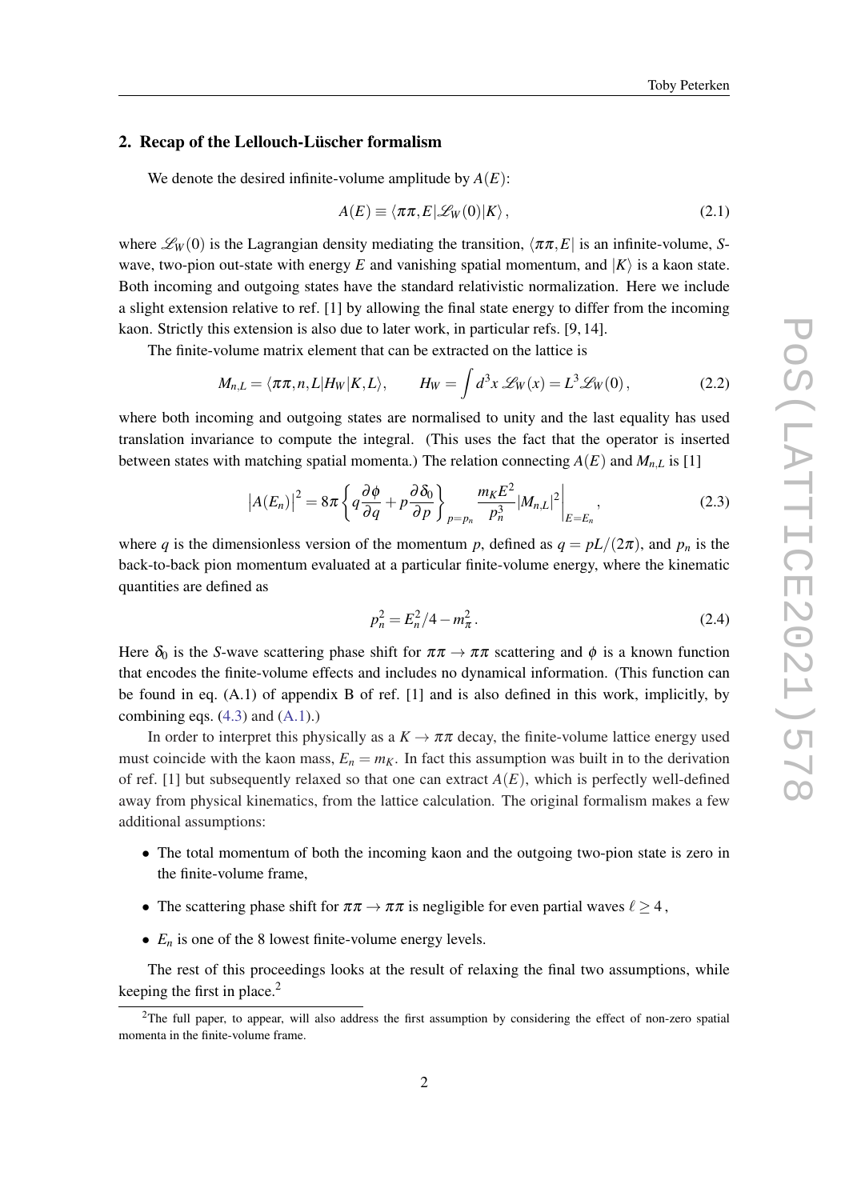## 2. Recap of the Lellouch-Lüscher formalism

We denote the desired infinite-volume amplitude by $A(E)$:

$$A(E) \equiv \langle \pi\pi, E | \mathscr{L}_W(0) | K \rangle \,, \tag{2.1}$$

where $\mathscr{L}_W(0)$ is the Lagrangian density mediating the transition, $\langle \pi\pi, E|$ is an infinite-volume, $S$-wave, two-pion out-state with energy $E$ and vanishing spatial momentum, and $|K\rangle$ is a kaon state. Both incoming and outgoing states have the standard relativistic normalization. Here we include a slight extension relative to ref. [1] by allowing the final state energy to differ from the incoming kaon. Strictly this extension is also due to later work, in particular refs. [9, 14].

The finite-volume matrix element that can be extracted on the lattice is

$$M_{n,L} = \langle \pi\pi, n, L | H_W | K, L \rangle, \qquad H_W = \int d^3x \, \mathscr{L}_W(x) = L^3 \mathscr{L}_W(0) \,, \tag{2.2}$$

where both incoming and outgoing states are normalised to unity and the last equality has used translation invariance to compute the integral. (This uses the fact that the operator is inserted between states with matching spatial momenta.) The relation connecting $A(E)$ and $M_{n,L}$ is [1]

$$\left| A(E_n) \right|^2 = 8\pi \left\{ q \frac{\partial \phi}{\partial q} + p \frac{\partial \delta_0}{\partial p} \right\}_{p=p_n} \frac{m_K E^2}{p_n^3} |M_{n,L}|^2 \Bigg|_{E=E_n} \,, \tag{2.3}$$

where $q$ is the dimensionless version of the momentum $p$, defined as $q = pL/(2\pi)$, and $p_n$ is the back-to-back pion momentum evaluated at a particular finite-volume energy, where the kinematic quantities are defined as

$$p_n^2 = E_n^2/4 - m_\pi^2 \,. \tag{2.4}$$

Here $\delta_0$ is the $S$-wave scattering phase shift for $\pi\pi \to \pi\pi$ scattering and $\phi$ is a known function that encodes the finite-volume effects and includes no dynamical information. (This function can be found in eq. (A.1) of appendix B of ref. [1] and is also defined in this work, implicitly, by combining eqs. (4.3) and (A.1).)

In order to interpret this physically as a $K \to \pi\pi$ decay, the finite-volume lattice energy used must coincide with the kaon mass, $E_n = m_K$. In fact this assumption was built in to the derivation of ref. [1] but subsequently relaxed so that one can extract $A(E)$, which is perfectly well-defined away from physical kinematics, from the lattice calculation. The original formalism makes a few additional assumptions:

- The total momentum of both the incoming kaon and the outgoing two-pion state is zero in the finite-volume frame,
- The scattering phase shift for $\pi\pi \to \pi\pi$ is negligible for even partial waves $\ell \geq 4$,
- $E_n$ is one of the 8 lowest finite-volume energy levels.

The rest of this proceedings looks at the result of relaxing the final two assumptions, while keeping the first in place.[2]

[2] The full paper, to appear, will also address the first assumption by considering the effect of non-zero spatial momenta in the finite-volume frame.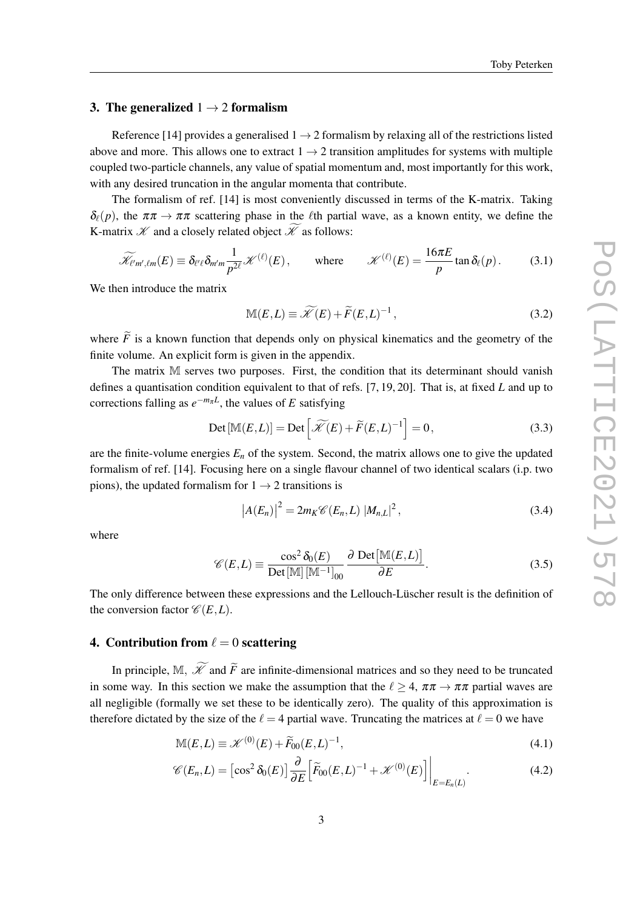## 3. The generalized $1 \to 2$ formalism

Reference [14] provides a generalised $1 \to 2$ formalism by relaxing all of the restrictions listed above and more. This allows one to extract $1 \to 2$ transition amplitudes for systems with multiple coupled two-particle channels, any value of spatial momentum and, most importantly for this work, with any desired truncation in the angular momenta that contribute.

The formalism of ref. [14] is most conveniently discussed in terms of the K-matrix. Taking $\delta_\ell(p)$, the $\pi\pi \to \pi\pi$ scattering phase in the $\ell$th partial wave, as a known entity, we define the K-matrix $\mathscr{K}$ and a closely related object $\widetilde{\mathscr{K}}$ as follows:

$$\widetilde{\mathscr{K}}_{\ell' m', \ell m}(E) \equiv \delta_{\ell' \ell} \delta_{m' m} \frac{1}{p^{2\ell}} \mathscr{K}^{(\ell)}(E) , \qquad \text{where} \qquad \mathscr{K}^{(\ell)}(E) = \frac{16\pi E}{p} \tan \delta_\ell(p) . \tag{3.1}$$

We then introduce the matrix

$$\mathbb{M}(E,L) \equiv \widetilde{\mathscr{K}}(E) + \widetilde{F}(E,L)^{-1} , \tag{3.2}$$

where $\widetilde{F}$ is a known function that depends only on physical kinematics and the geometry of the finite volume. An explicit form is given in the appendix.

The matrix $\mathbb{M}$ serves two purposes. First, the condition that its determinant should vanish defines a quantisation condition equivalent to that of refs. [7, 19, 20]. That is, at fixed $L$ and up to corrections falling as $e^{-m_\pi L}$, the values of $E$ satisfying

$$\text{Det}\left[\mathbb{M}(E,L)\right] = \text{Det}\left[\widetilde{\mathscr{K}}(E) + \widetilde{F}(E,L)^{-1}\right] = 0 , \tag{3.3}$$

are the finite-volume energies $E_n$ of the system. Second, the matrix allows one to give the updated formalism of ref. [14]. Focusing here on a single flavour channel of two identical scalars (i.p. two pions), the updated formalism for $1 \to 2$ transitions is

$$\left|A(E_n)\right|^2 = 2 m_K \mathscr{C}(E_n, L) \left|M_{n,L}\right|^2 , \tag{3.4}$$

where

$$\mathscr{C}(E,L) \equiv \frac{\cos^2 \delta_0(E)}{\text{Det}\left[\mathbb{M}\right] \left[\mathbb{M}^{-1}\right]_{00}} \frac{\partial \ \text{Det}\left[\mathbb{M}(E,L)\right]}{\partial E} . \tag{3.5}$$

The only difference between these expressions and the Lellouch-Lüscher result is the definition of the conversion factor $\mathscr{C}(E,L)$.

## 4. Contribution from $\ell = 0$ scattering

In principle, $\mathbb{M}$, $\widetilde{\mathscr{K}}$ and $\widetilde{F}$ are infinite-dimensional matrices and so they need to be truncated in some way. In this section we make the assumption that the $\ell \geq 4$, $\pi\pi \to \pi\pi$ partial waves are all negligible (formally we set these to be identically zero). The quality of this approximation is therefore dictated by the size of the $\ell = 4$ partial wave. Truncating the matrices at $\ell = 0$ we have

$$\mathbb{M}(E,L) \equiv \mathscr{K}^{(0)}(E) + \widetilde{F}_{00}(E,L)^{-1} , \tag{4.1}$$

$$\mathscr{C}(E_n,L) = \left[\cos^2 \delta_0(E)\right] \frac{\partial}{\partial E} \left[\widetilde{F}_{00}(E,L)^{-1} + \mathscr{K}^{(0)}(E)\right] \bigg|_{E=E_n(L)} . \tag{4.2}$$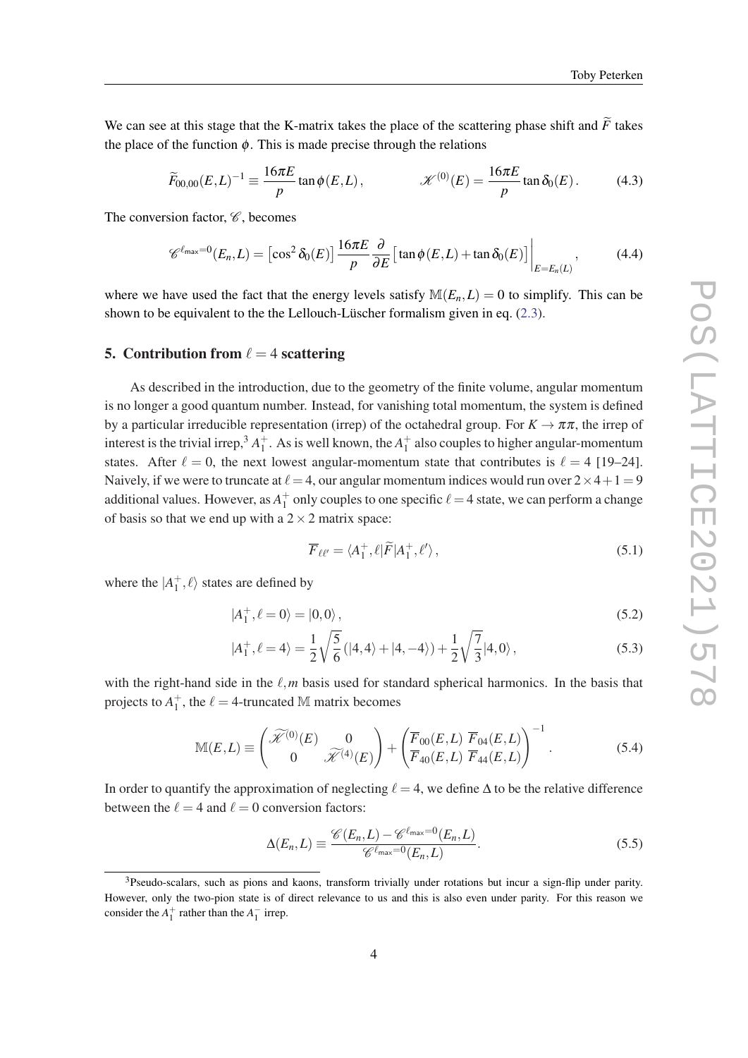We can see at this stage that the K-matrix takes the place of the scattering phase shift and $\widetilde{F}$ takes the place of the function $\phi$. This is made precise through the relations

$$\widetilde{F}_{00,00}(E,L)^{-1} \equiv \frac{16\pi E}{p} \tan\phi(E,L)\,, \qquad\qquad \mathscr{K}^{(0)}(E) = \frac{16\pi E}{p} \tan\delta_0(E)\,. \tag{4.3}$$

The conversion factor, $\mathscr{C}$, becomes

$$\mathscr{C}^{\ell_{\mathsf{max}}=0}(E_n,L) = \left[\cos^2\delta_0(E)\right] \frac{16\pi E}{p} \frac{\partial}{\partial E}\left[\tan\phi(E,L) + \tan\delta_0(E)\right]\Bigg|_{E=E_n(L)}\,, \tag{4.4}$$

where we have used the fact that the energy levels satisfy $\mathbb{M}(E_n,L) = 0$ to simplify. This can be shown to be equivalent to the the Lellouch-Lüscher formalism given in eq. (2.3).

## 5. Contribution from $\ell = 4$ scattering

As described in the introduction, due to the geometry of the finite volume, angular momentum is no longer a good quantum number. Instead, for vanishing total momentum, the system is defined by a particular irreducible representation (irrep) of the octahedral group. For $K \to \pi\pi$, the irrep of interest is the trivial irrep,[3] $A_1^+$. As is well known, the $A_1^+$ also couples to higher angular-momentum states. After $\ell = 0$, the next lowest angular-momentum state that contributes is $\ell = 4$ [19–24]. Naively, if we were to truncate at $\ell = 4$, our angular momentum indices would run over $2 \times 4 + 1 = 9$ additional values. However, as $A_1^+$ only couples to one specific $\ell = 4$ state, we can perform a change of basis so that we end up with a $2 \times 2$ matrix space:

$$\overline{F}_{\ell\ell'} = \langle A_1^+, \ell | \widetilde{F} | A_1^+, \ell' \rangle\,, \tag{5.1}$$

where the $|A_1^+, \ell\rangle$ states are defined by

$$|A_1^+, \ell = 0\rangle = |0,0\rangle\,, \tag{5.2}$$

$$|A_1^+, \ell = 4\rangle = \frac{1}{2}\sqrt{\frac{5}{6}}\left(|4,4\rangle + |4,-4\rangle\right) + \frac{1}{2}\sqrt{\frac{7}{3}}|4,0\rangle\,, \tag{5.3}$$

with the right-hand side in the $\ell, m$ basis used for standard spherical harmonics. In the basis that projects to $A_1^+$, the $\ell = 4$-truncated $\mathbb{M}$ matrix becomes

$$\mathbb{M}(E,L) \equiv \begin{pmatrix} \widetilde{\mathscr{K}}^{(0)}(E) & 0 \\ 0 & \widetilde{\mathscr{K}}^{(4)}(E) \end{pmatrix} + \begin{pmatrix} \overline{F}_{00}(E,L) & \overline{F}_{04}(E,L) \\ \overline{F}_{40}(E,L) & \overline{F}_{44}(E,L) \end{pmatrix}^{-1}\,. \tag{5.4}$$

In order to quantify the approximation of neglecting $\ell = 4$, we define $\Delta$ to be the relative difference between the $\ell = 4$ and $\ell = 0$ conversion factors:

$$\Delta(E_n,L) \equiv \frac{\mathscr{C}(E_n,L) - \mathscr{C}^{\ell_{\mathsf{max}}=0}(E_n,L)}{\mathscr{C}^{\ell_{\mathsf{max}}=0}(E_n,L)}\,. \tag{5.5}$$

[3] Pseudo-scalars, such as pions and kaons, transform trivially under rotations but incur a sign-flip under parity. However, only the two-pion state is of direct relevance to us and this is also even under parity. For this reason we consider the $A_1^+$ rather than the $A_1^-$ irrep.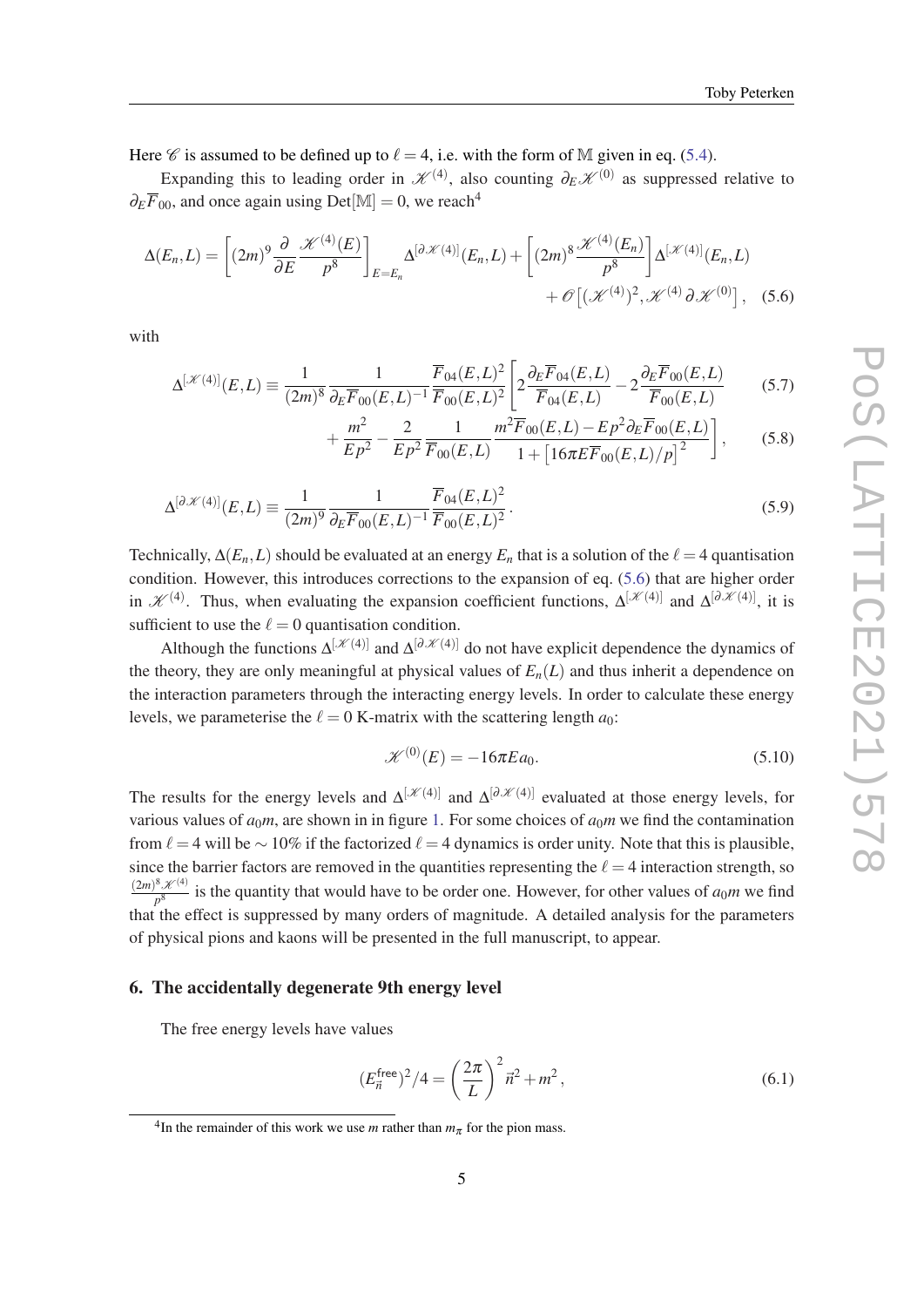Here $\mathscr{C}$ is assumed to be defined up to $\ell = 4$, i.e. with the form of $\mathbb{M}$ given in eq. (5.4).

Expanding this to leading order in $\mathscr{K}^{(4)}$, also counting $\partial_E \mathscr{K}^{(0)}$ as suppressed relative to $\partial_E \overline{F}_{00}$, and once again using $\mathrm{Det}[\mathbb{M}] = 0$, we reach[4]

$$\Delta(E_n, L) = \left[(2m)^9 \frac{\partial}{\partial E} \frac{\mathscr{K}^{(4)}(E)}{p^8}\right]_{E=E_n} \Delta^{[\partial \mathscr{K}^{(4)}]}(E_n, L) + \left[(2m)^8 \frac{\mathscr{K}^{(4)}(E_n)}{p^8}\right] \Delta^{[\mathscr{K}^{(4)}]}(E_n, L) + \mathscr{O}\left[(\mathscr{K}^{(4)})^2, \mathscr{K}^{(4)}\, \partial \mathscr{K}^{(0)}\right], \tag{5.6}$$

with

$$\Delta^{[\mathscr{K}^{(4)}]}(E, L) \equiv \frac{1}{(2m)^8} \frac{1}{\partial_E \overline{F}_{00}(E, L)^{-1}} \frac{\overline{F}_{04}(E, L)^2}{\overline{F}_{00}(E, L)^2} \left[ 2 \frac{\partial_E \overline{F}_{04}(E, L)}{\overline{F}_{04}(E, L)} - 2 \frac{\partial_E \overline{F}_{00}(E, L)}{\overline{F}_{00}(E, L)} \right. \tag{5.7}$$

$$\left. + \frac{m^2}{E p^2} - \frac{2}{E p^2} \frac{1}{\overline{F}_{00}(E, L)} \frac{m^2 \overline{F}_{00}(E, L) - E p^2 \partial_E \overline{F}_{00}(E, L)}{1 + \left[16\pi E \overline{F}_{00}(E, L)/p\right]^2} \right], \tag{5.8}$$

$$\Delta^{[\partial \mathscr{K}^{(4)}]}(E, L) \equiv \frac{1}{(2m)^9} \frac{1}{\partial_E \overline{F}_{00}(E, L)^{-1}} \frac{\overline{F}_{04}(E, L)^2}{\overline{F}_{00}(E, L)^2}. \tag{5.9}$$

Technically, $\Delta(E_n, L)$ should be evaluated at an energy $E_n$ that is a solution of the $\ell = 4$ quantisation condition. However, this introduces corrections to the expansion of eq. (5.6) that are higher order in $\mathscr{K}^{(4)}$. Thus, when evaluating the expansion coefficient functions, $\Delta^{[\mathscr{K}^{(4)}]}$ and $\Delta^{[\partial \mathscr{K}^{(4)}]}$, it is sufficient to use the $\ell = 0$ quantisation condition.

Although the functions $\Delta^{[\mathscr{K}^{(4)}]}$ and $\Delta^{[\partial \mathscr{K}^{(4)}]}$ do not have explicit dependence the dynamics of the theory, they are only meaningful at physical values of $E_n(L)$ and thus inherit a dependence on the interaction parameters through the interacting energy levels. In order to calculate these energy levels, we parameterise the $\ell = 0$ K-matrix with the scattering length $a_0$:

$$\mathscr{K}^{(0)}(E) = -16\pi E a_0. \tag{5.10}$$

The results for the energy levels and $\Delta^{[\mathscr{K}^{(4)}]}$ and $\Delta^{[\partial \mathscr{K}^{(4)}]}$ evaluated at those energy levels, for various values of $a_0 m$, are shown in in figure 1. For some choices of $a_0 m$ we find the contamination from $\ell = 4$ will be $\sim 10\%$ if the factorized $\ell = 4$ dynamics is order unity. Note that this is plausible, since the barrier factors are removed in the quantities representing the $\ell = 4$ interaction strength, so $\frac{(2m)^8 \mathscr{K}^{(4)}}{p^8}$ is the quantity that would have to be order one. However, for other values of $a_0 m$ we find that the effect is suppressed by many orders of magnitude. A detailed analysis for the parameters of physical pions and kaons will be presented in the full manuscript, to appear.

## 6. The accidentally degenerate 9th energy level

The free energy levels have values

$$(E^{\mathsf{free}}_{\vec{n}})^2/4 = \left(\frac{2\pi}{L}\right)^2 \vec{n}^2 + m^2, \tag{6.1}$$

[4] In the remainder of this work we use $m$ rather than $m_\pi$ for the pion mass.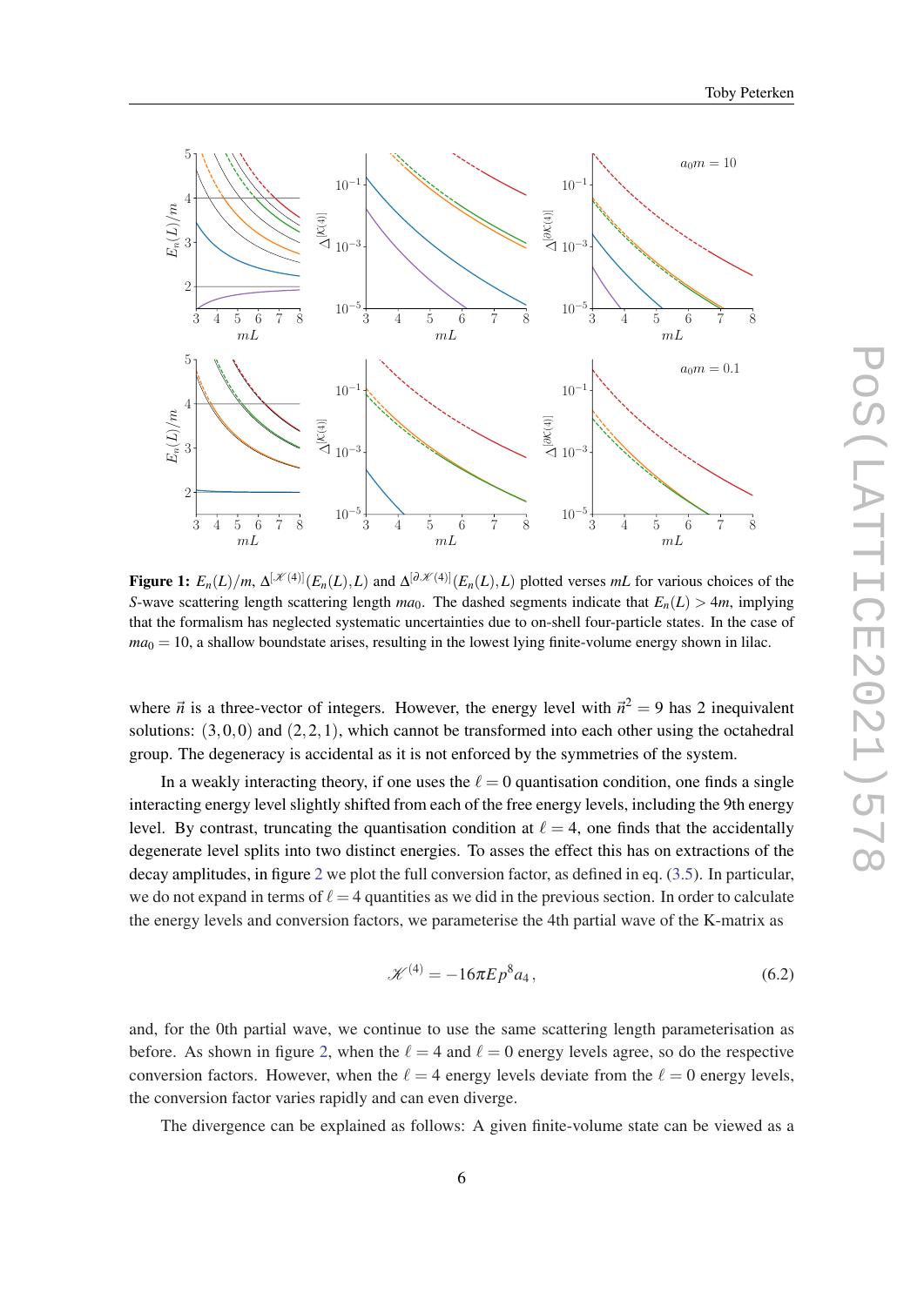**Figure 1:** $E_n(L)/m$, $\Delta^{[\mathscr{K}(4)]}(E_n(L),L)$ and $\Delta^{[\partial\mathscr{K}(4)]}(E_n(L),L)$ plotted verses $mL$ for various choices of the $S$-wave scattering length scattering length $ma_0$. The dashed segments indicate that $E_n(L) > 4m$, implying that the formalism has neglected systematic uncertainties due to on-shell four-particle states. In the case of $ma_0 = 10$, a shallow boundstate arises, resulting in the lowest lying finite-volume energy shown in lilac.

where $\vec{n}$ is a three-vector of integers. However, the energy level with $\vec{n}^2 = 9$ has 2 inequivalent solutions: $(3,0,0)$ and $(2,2,1)$, which cannot be transformed into each other using the octahedral group. The degeneracy is accidental as it is not enforced by the symmetries of the system.

In a weakly interacting theory, if one uses the $\ell = 0$ quantisation condition, one finds a single interacting energy level slightly shifted from each of the free energy levels, including the 9th energy level. By contrast, truncating the quantisation condition at $\ell = 4$, one finds that the accidentally degenerate level splits into two distinct energies. To asses the effect this has on extractions of the decay amplitudes, in figure 2 we plot the full conversion factor, as defined in eq. (3.5). In particular, we do not expand in terms of $\ell = 4$ quantities as we did in the previous section. In order to calculate the energy levels and conversion factors, we parameterise the 4th partial wave of the K-matrix as

$$\mathscr{K}^{(4)} = -16\pi E p^8 a_4 \,, \tag{6.2}$$

and, for the 0th partial wave, we continue to use the same scattering length parameterisation as before. As shown in figure 2, when the $\ell = 4$ and $\ell = 0$ energy levels agree, so do the respective conversion factors. However, when the $\ell = 4$ energy levels deviate from the $\ell = 0$ energy levels, the conversion factor varies rapidly and can even diverge.

The divergence can be explained as follows: A given finite-volume state can be viewed as a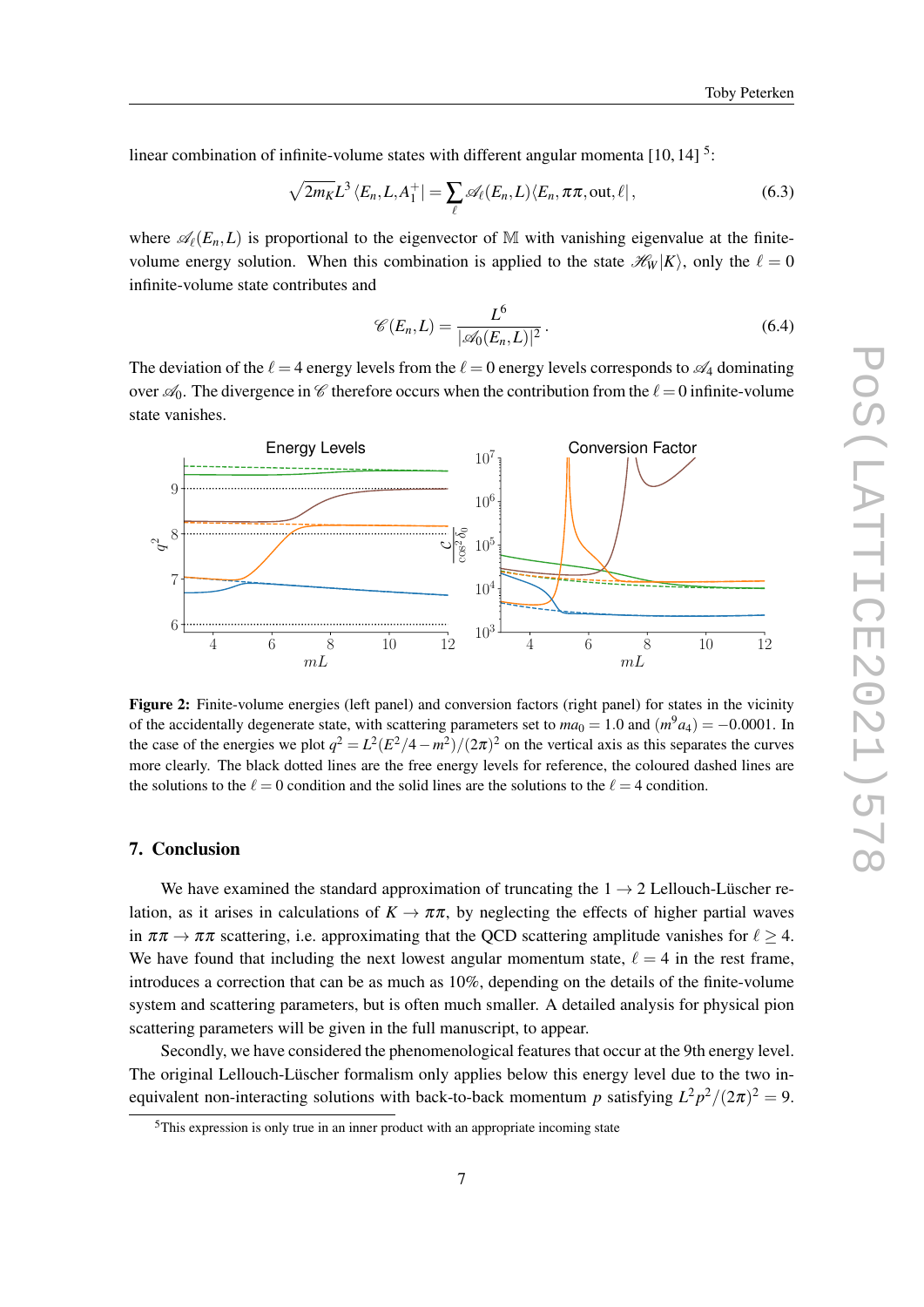linear combination of infinite-volume states with different angular momenta [10, 14] [5]:

$$\sqrt{2m_K}L^3 \langle E_n, L, A_1^+| = \sum_\ell \mathscr{A}_\ell(E_n, L)\langle E_n, \pi\pi, \text{out}, \ell| , \tag{6.3}$$

where $\mathscr{A}_\ell(E_n, L)$ is proportional to the eigenvector of $\mathbb{M}$ with vanishing eigenvalue at the finite-volume energy solution. When this combination is applied to the state $\mathscr{H}_W|K\rangle$, only the $\ell = 0$ infinite-volume state contributes and

$$\mathscr{C}(E_n, L) = \frac{L^6}{|\mathscr{A}_0(E_n, L)|^2} . \tag{6.4}$$

The deviation of the $\ell = 4$ energy levels from the $\ell = 0$ energy levels corresponds to $\mathscr{A}_4$ dominating over $\mathscr{A}_0$. The divergence in $\mathscr{C}$ therefore occurs when the contribution from the $\ell = 0$ infinite-volume state vanishes.

**Figure 2:** Finite-volume energies (left panel) and conversion factors (right panel) for states in the vicinity of the accidentally degenerate state, with scattering parameters set to $ma_0 = 1.0$ and $(m^9 a_4) = -0.0001$. In the case of the energies we plot $q^2 = L^2(E^2/4 - m^2)/(2\pi)^2$ on the vertical axis as this separates the curves more clearly. The black dotted lines are the free energy levels for reference, the coloured dashed lines are the solutions to the $\ell = 0$ condition and the solid lines are the solutions to the $\ell = 4$ condition.

## 7. Conclusion

We have examined the standard approximation of truncating the $1 \to 2$ Lellouch-Lüscher relation, as it arises in calculations of $K \to \pi\pi$, by neglecting the effects of higher partial waves in $\pi\pi \to \pi\pi$ scattering, i.e. approximating that the QCD scattering amplitude vanishes for $\ell \geq 4$. We have found that including the next lowest angular momentum state, $\ell = 4$ in the rest frame, introduces a correction that can be as much as 10%, depending on the details of the finite-volume system and scattering parameters, but is often much smaller. A detailed analysis for physical pion scattering parameters will be given in the full manuscript, to appear.

Secondly, we have considered the phenomenological features that occur at the 9th energy level. The original Lellouch-Lüscher formalism only applies below this energy level due to the two inequivalent non-interacting solutions with back-to-back momentum $p$ satisfying $L^2p^2/(2\pi)^2 = 9$.

[5] This expression is only true in an inner product with an appropriate incoming state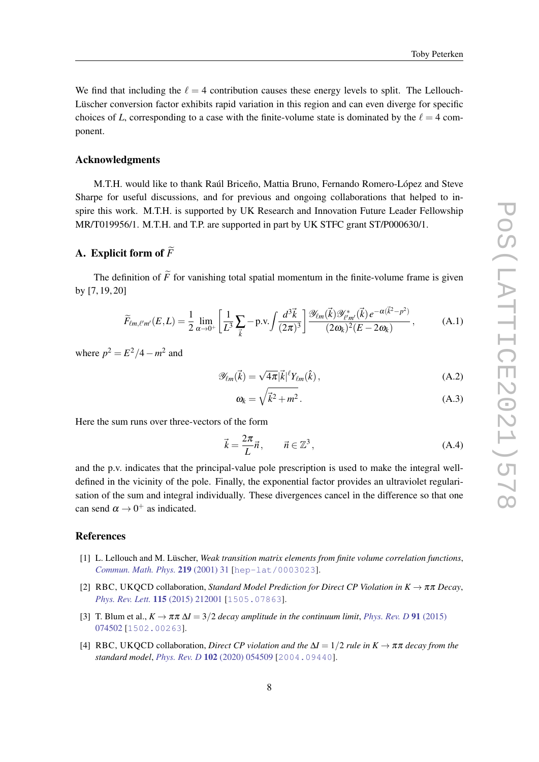We find that including the $\ell = 4$ contribution causes these energy levels to split. The Lellouch-Lüscher conversion factor exhibits rapid variation in this region and can even diverge for specific choices of $L$, corresponding to a case with the finite-volume state is dominated by the $\ell = 4$ component.

## Acknowledgments

M.T.H. would like to thank Raúl Briceño, Mattia Bruno, Fernando Romero-López and Steve Sharpe for useful discussions, and for previous and ongoing collaborations that helped to inspire this work. M.T.H. is supported by UK Research and Innovation Future Leader Fellowship MR/T019956/1. M.T.H. and T.P. are supported in part by UK STFC grant ST/P000630/1.

## A. Explicit form of $\widetilde{F}$

The definition of $\widetilde{F}$ for vanishing total spatial momentum in the finite-volume frame is given by [7, 19, 20]

$$\widetilde{F}_{\ell m,\ell' m'}(E,L) = \frac{1}{2}\lim_{\alpha\to 0^+}\left[\frac{1}{L^3}\sum_{\vec{k}} - \text{p.v.}\int\frac{d^3\vec{k}}{(2\pi)^3}\right]\frac{\mathscr{Y}_{\ell m}(\vec{k})\mathscr{Y}^*_{\ell' m'}(\vec{k})\, e^{-\alpha(\vec{k}^2-p^2)}}{(2\omega_k)^2(E-2\omega_k)}\,, \tag{A.1}$$

where $p^2 = E^2/4 - m^2$ and

$$\mathscr{Y}_{\ell m}(\vec{k}) = \sqrt{4\pi}|\vec{k}|^\ell Y_{\ell m}(\hat{k})\,, \tag{A.2}$$

$$\omega_k = \sqrt{\vec{k}^2 + m^2}\,. \tag{A.3}$$

Here the sum runs over three-vectors of the form

$$\vec{k} = \frac{2\pi}{L}\vec{n}\,, \qquad \vec{n}\in\mathbb{Z}^3\,, \tag{A.4}$$

and the p.v. indicates that the principal-value pole prescription is used to make the integral well-defined in the vicinity of the pole. Finally, the exponential factor provides an ultraviolet regularisation of the sum and integral individually. These divergences cancel in the difference so that one can send $\alpha \to 0^+$ as indicated.

## References

[1] L. Lellouch and M. Lüscher, *Weak transition matrix elements from finite volume correlation functions*, *Commun. Math. Phys.* **219** (2001) 31 [hep-lat/0003023].

[2] RBC, UKQCD collaboration, *Standard Model Prediction for Direct CP Violation in $K \to \pi\pi$ Decay*, *Phys. Rev. Lett.* **115** (2015) 212001 [1505.07863].

[3] T. Blum et al., *$K \to \pi\pi$ $\Delta I = 3/2$ decay amplitude in the continuum limit*, *Phys. Rev. D* **91** (2015) 074502 [1502.00263].

[4] RBC, UKQCD collaboration, *Direct CP violation and the $\Delta I = 1/2$ rule in $K \to \pi\pi$ decay from the standard model*, *Phys. Rev. D* **102** (2020) 054509 [2004.09440].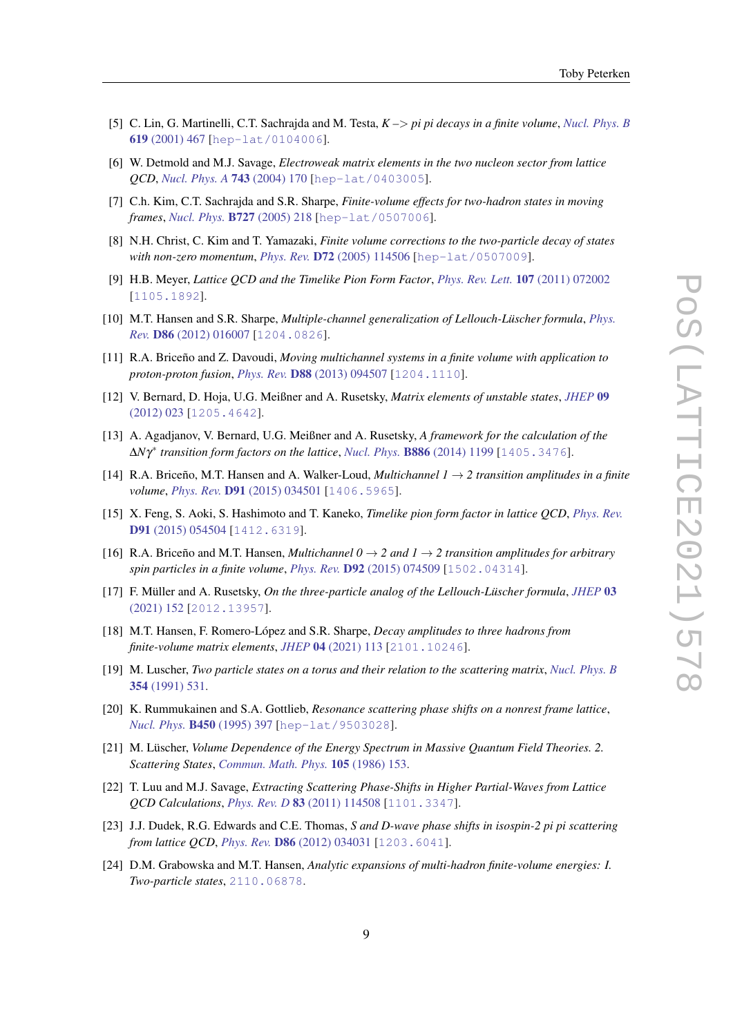[5] C. Lin, G. Martinelli, C.T. Sachrajda and M. Testa, *K –> pi pi decays in a finite volume*, Nucl. Phys. B **619** (2001) 467 [hep-lat/0104006].

[6] W. Detmold and M.J. Savage, *Electroweak matrix elements in the two nucleon sector from lattice QCD*, Nucl. Phys. A **743** (2004) 170 [hep-lat/0403005].

[7] C.h. Kim, C.T. Sachrajda and S.R. Sharpe, *Finite-volume effects for two-hadron states in moving frames*, Nucl. Phys. **B727** (2005) 218 [hep-lat/0507006].

[8] N.H. Christ, C. Kim and T. Yamazaki, *Finite volume corrections to the two-particle decay of states with non-zero momentum*, Phys. Rev. **D72** (2005) 114506 [hep-lat/0507009].

[9] H.B. Meyer, *Lattice QCD and the Timelike Pion Form Factor*, Phys. Rev. Lett. **107** (2011) 072002 [1105.1892].

[10] M.T. Hansen and S.R. Sharpe, *Multiple-channel generalization of Lellouch-Lüscher formula*, Phys. Rev. **D86** (2012) 016007 [1204.0826].

[11] R.A. Briceño and Z. Davoudi, *Moving multichannel systems in a finite volume with application to proton-proton fusion*, Phys. Rev. **D88** (2013) 094507 [1204.1110].

[12] V. Bernard, D. Hoja, U.G. Meißner and A. Rusetsky, *Matrix elements of unstable states*, JHEP **09** (2012) 023 [1205.4642].

[13] A. Agadjanov, V. Bernard, U.G. Meißner and A. Rusetsky, *A framework for the calculation of the $\Delta N\gamma^*$ transition form factors on the lattice*, Nucl. Phys. **B886** (2014) 1199 [1405.3476].

[14] R.A. Briceño, M.T. Hansen and A. Walker-Loud, *Multichannel $1 \to 2$ transition amplitudes in a finite volume*, Phys. Rev. **D91** (2015) 034501 [1406.5965].

[15] X. Feng, S. Aoki, S. Hashimoto and T. Kaneko, *Timelike pion form factor in lattice QCD*, Phys. Rev. **D91** (2015) 054504 [1412.6319].

[16] R.A. Briceño and M.T. Hansen, *Multichannel $0 \to 2$ and $1 \to 2$ transition amplitudes for arbitrary spin particles in a finite volume*, Phys. Rev. **D92** (2015) 074509 [1502.04314].

[17] F. Müller and A. Rusetsky, *On the three-particle analog of the Lellouch-Lüscher formula*, JHEP **03** (2021) 152 [2012.13957].

[18] M.T. Hansen, F. Romero-López and S.R. Sharpe, *Decay amplitudes to three hadrons from finite-volume matrix elements*, JHEP **04** (2021) 113 [2101.10246].

[19] M. Luscher, *Two particle states on a torus and their relation to the scattering matrix*, Nucl. Phys. B **354** (1991) 531.

[20] K. Rummukainen and S.A. Gottlieb, *Resonance scattering phase shifts on a nonrest frame lattice*, Nucl. Phys. **B450** (1995) 397 [hep-lat/9503028].

[21] M. Lüscher, *Volume Dependence of the Energy Spectrum in Massive Quantum Field Theories. 2. Scattering States*, Commun. Math. Phys. **105** (1986) 153.

[22] T. Luu and M.J. Savage, *Extracting Scattering Phase-Shifts in Higher Partial-Waves from Lattice QCD Calculations*, Phys. Rev. D **83** (2011) 114508 [1101.3347].

[23] J.J. Dudek, R.G. Edwards and C.E. Thomas, *S and D-wave phase shifts in isospin-2 pi pi scattering from lattice QCD*, Phys. Rev. **D86** (2012) 034031 [1203.6041].

[24] D.M. Grabowska and M.T. Hansen, *Analytic expansions of multi-hadron finite-volume energies: I. Two-particle states*, 2110.06878.